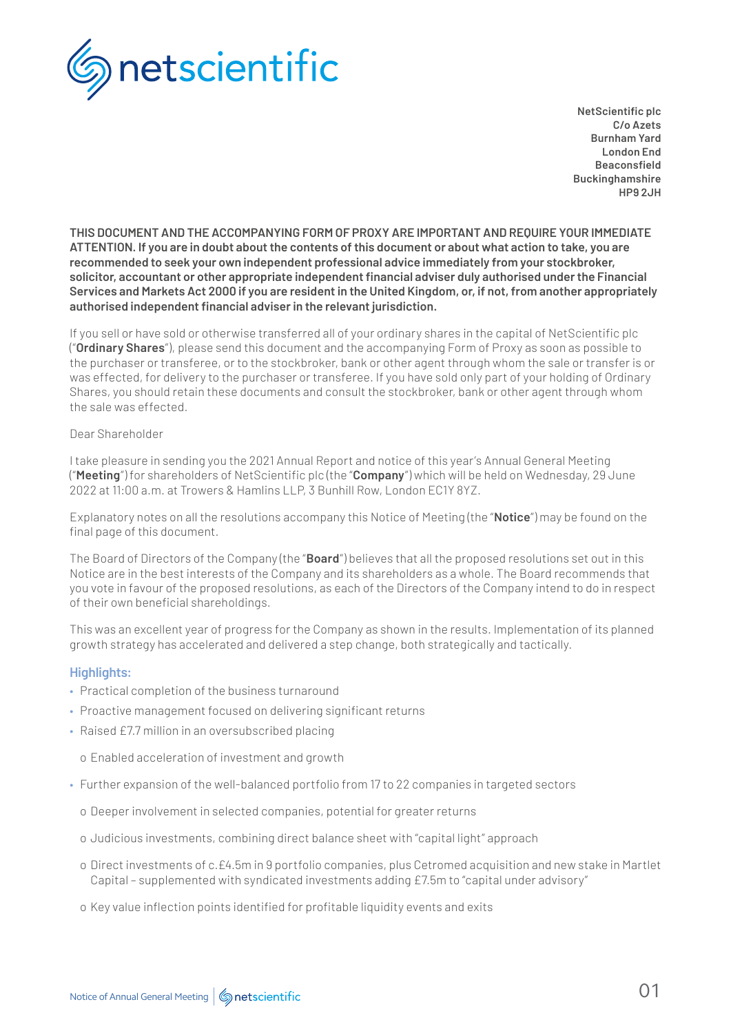NetScientific plc
C/o Azets
Burnham Yard
London End
Beaconsfield
Buckinghamshire
HP9 2JH

**THIS DOCUMENT AND THE ACCOMPANYING FORM OF PROXY ARE IMPORTANT AND REQUIRE YOUR IMMEDIATE ATTENTION. If you are in doubt about the contents of this document or about what action to take, you are recommended to seek your own independent professional advice immediately from your stockbroker, solicitor, accountant or other appropriate independent financial adviser duly authorised under the Financial Services and Markets Act 2000 if you are resident in the United Kingdom, or, if not, from another appropriately authorised independent financial adviser in the relevant jurisdiction.**

If you sell or have sold or otherwise transferred all of your ordinary shares in the capital of NetScientific plc ("**Ordinary Shares**"), please send this document and the accompanying Form of Proxy as soon as possible to the purchaser or transferee, or to the stockbroker, bank or other agent through whom the sale or transfer is or was effected, for delivery to the purchaser or transferee. If you have sold only part of your holding of Ordinary Shares, you should retain these documents and consult the stockbroker, bank or other agent through whom the sale was effected.

Dear Shareholder

I take pleasure in sending you the 2021 Annual Report and notice of this year's Annual General Meeting ("**Meeting**") for shareholders of NetScientific plc (the "**Company**") which will be held on Wednesday, 29 June 2022 at 11:00 a.m. at Trowers & Hamlins LLP, 3 Bunhill Row, London EC1Y 8YZ.

Explanatory notes on all the resolutions accompany this Notice of Meeting (the "**Notice**") may be found on the final page of this document.

The Board of Directors of the Company (the "**Board**") believes that all the proposed resolutions set out in this Notice are in the best interests of the Company and its shareholders as a whole. The Board recommends that you vote in favour of the proposed resolutions, as each of the Directors of the Company intend to do in respect of their own beneficial shareholdings.

This was an excellent year of progress for the Company as shown in the results. Implementation of its planned growth strategy has accelerated and delivered a step change, both strategically and tactically.

### Highlights:

- Practical completion of the business turnaround
- Proactive management focused on delivering significant returns
- Raised £7.7 million in an oversubscribed placing
  - Enabled acceleration of investment and growth
- Further expansion of the well-balanced portfolio from 17 to 22 companies in targeted sectors
  - Deeper involvement in selected companies, potential for greater returns
  - Judicious investments, combining direct balance sheet with "capital light" approach
  - Direct investments of c.£4.5m in 9 portfolio companies, plus Cetromed acquisition and new stake in Martlet Capital – supplemented with syndicated investments adding £7.5m to "capital under advisory"
  - Key value inflection points identified for profitable liquidity events and exits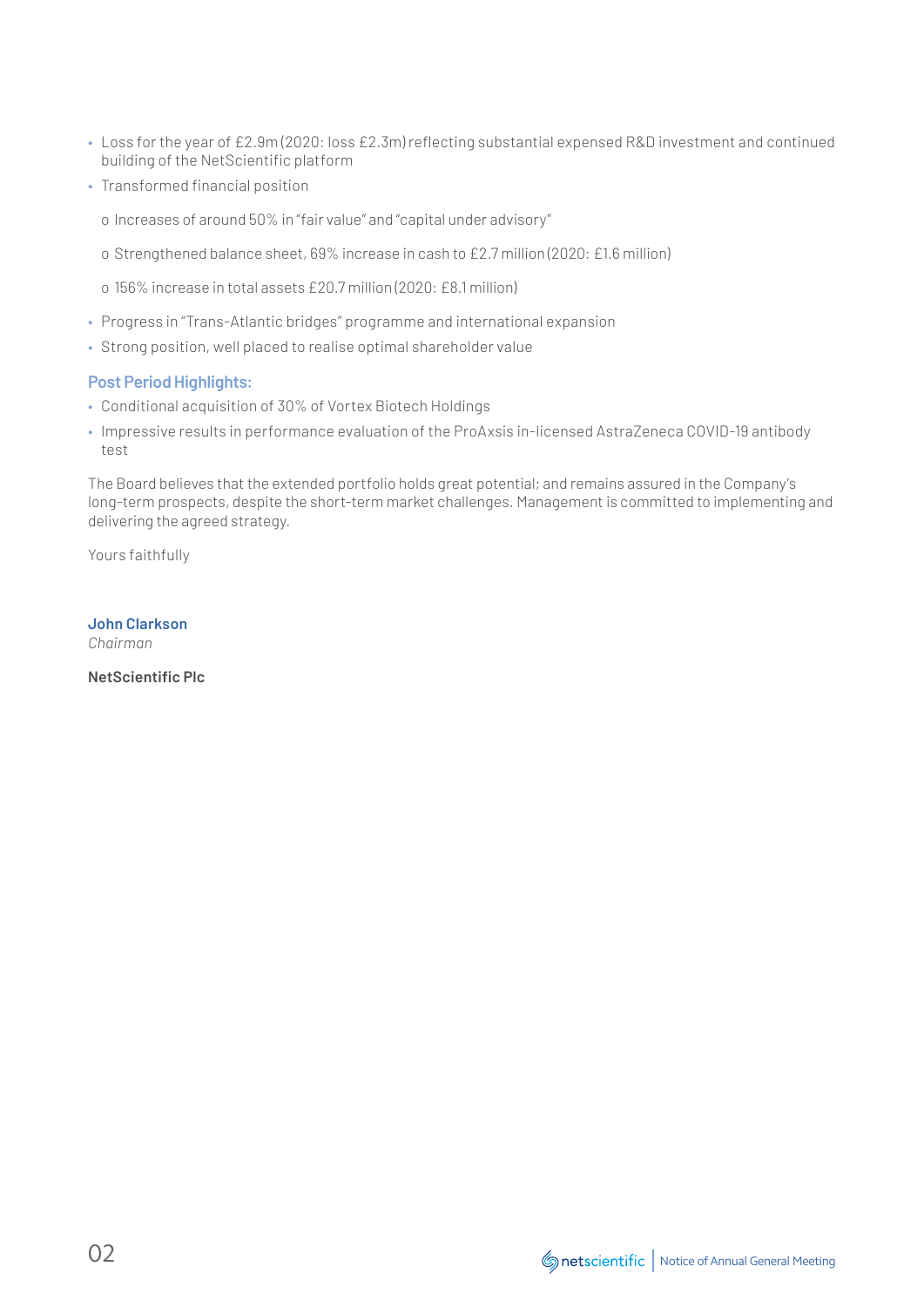- Loss for the year of £2.9m (2020: loss £2.3m) reflecting substantial expensed R&D investment and continued building of the NetScientific platform
- Transformed financial position
  - o Increases of around 50% in "fair value" and "capital under advisory"
  - o Strengthened balance sheet, 69% increase in cash to £2.7 million (2020: £1.6 million)
  - o 156% increase in total assets £20.7 million (2020: £8.1 million)
- Progress in "Trans-Atlantic bridges" programme and international expansion
- Strong position, well placed to realise optimal shareholder value

### Post Period Highlights:

- Conditional acquisition of 30% of Vortex Biotech Holdings
- Impressive results in performance evaluation of the ProAxsis in-licensed AstraZeneca COVID-19 antibody test

The Board believes that the extended portfolio holds great potential; and remains assured in the Company's long-term prospects, despite the short-term market challenges. Management is committed to implementing and delivering the agreed strategy.

Yours faithfully

**John Clarkson**
*Chairman*

**NetScientific Plc**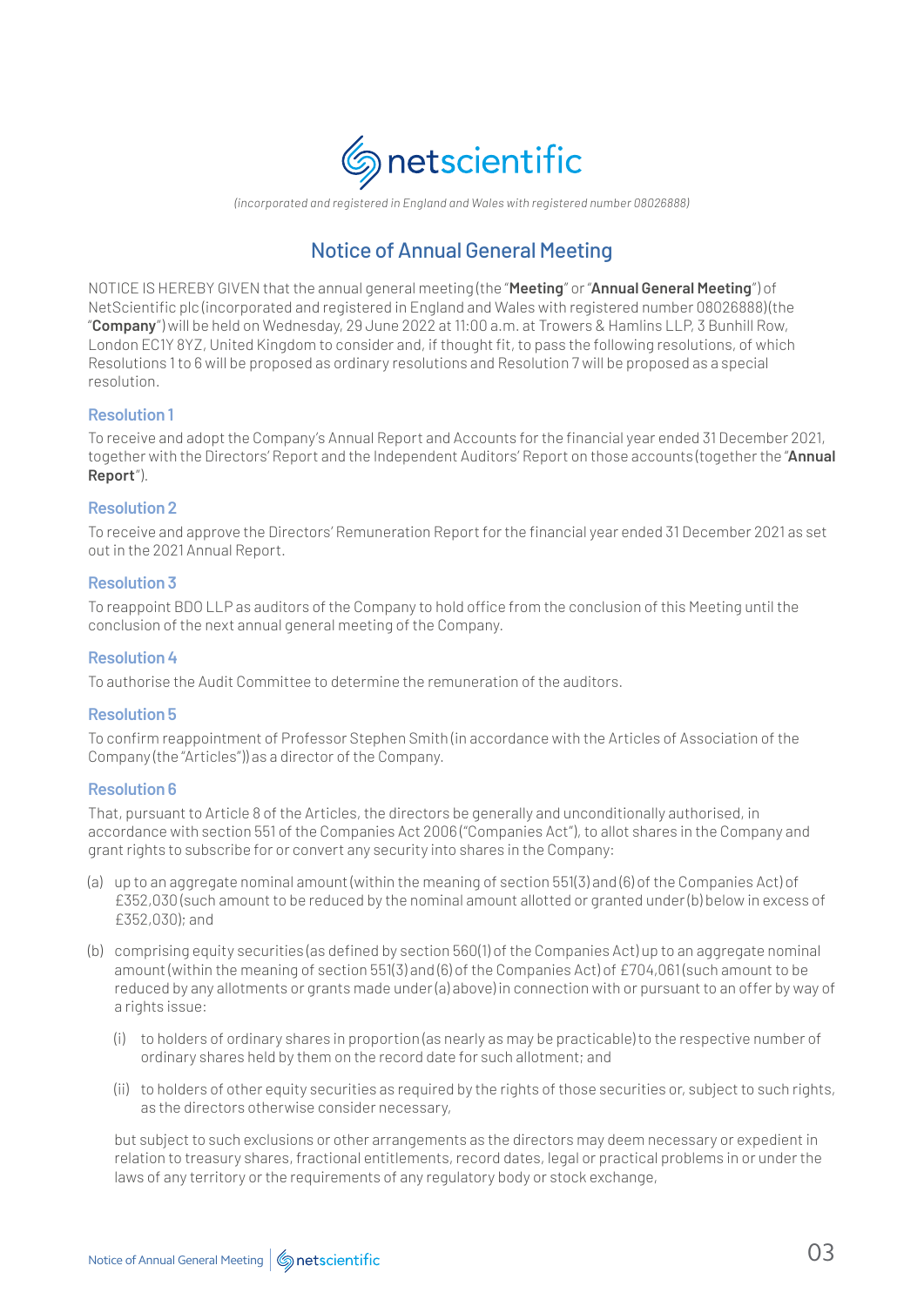netscientific

*(incorporated and registered in England and Wales with registered number 08026888)*

# Notice of Annual General Meeting

NOTICE IS HEREBY GIVEN that the annual general meeting (the "**Meeting**" or "**Annual General Meeting**") of NetScientific plc (incorporated and registered in England and Wales with registered number 08026888) (the "**Company**") will be held on Wednesday, 29 June 2022 at 11:00 a.m. at Trowers & Hamlins LLP, 3 Bunhill Row, London EC1Y 8YZ, United Kingdom to consider and, if thought fit, to pass the following resolutions, of which Resolutions 1 to 6 will be proposed as ordinary resolutions and Resolution 7 will be proposed as a special resolution.

### Resolution 1

To receive and adopt the Company's Annual Report and Accounts for the financial year ended 31 December 2021, together with the Directors' Report and the Independent Auditors' Report on those accounts (together the "**Annual Report**").

### Resolution 2

To receive and approve the Directors' Remuneration Report for the financial year ended 31 December 2021 as set out in the 2021 Annual Report.

### Resolution 3

To reappoint BDO LLP as auditors of the Company to hold office from the conclusion of this Meeting until the conclusion of the next annual general meeting of the Company.

### Resolution 4

To authorise the Audit Committee to determine the remuneration of the auditors.

### Resolution 5

To confirm reappointment of Professor Stephen Smith (in accordance with the Articles of Association of the Company (the "Articles")) as a director of the Company.

### Resolution 6

That, pursuant to Article 8 of the Articles, the directors be generally and unconditionally authorised, in accordance with section 551 of the Companies Act 2006 ("Companies Act"), to allot shares in the Company and grant rights to subscribe for or convert any security into shares in the Company:

(a) up to an aggregate nominal amount (within the meaning of section 551(3) and (6) of the Companies Act) of £352,030 (such amount to be reduced by the nominal amount allotted or granted under (b) below in excess of £352,030); and

(b) comprising equity securities (as defined by section 560(1) of the Companies Act) up to an aggregate nominal amount (within the meaning of section 551(3) and (6) of the Companies Act) of £704,061 (such amount to be reduced by any allotments or grants made under (a) above) in connection with or pursuant to an offer by way of a rights issue:

  (i) to holders of ordinary shares in proportion (as nearly as may be practicable) to the respective number of ordinary shares held by them on the record date for such allotment; and

  (ii) to holders of other equity securities as required by the rights of those securities or, subject to such rights, as the directors otherwise consider necessary,

  but subject to such exclusions or other arrangements as the directors may deem necessary or expedient in relation to treasury shares, fractional entitlements, record dates, legal or practical problems in or under the laws of any territory or the requirements of any regulatory body or stock exchange,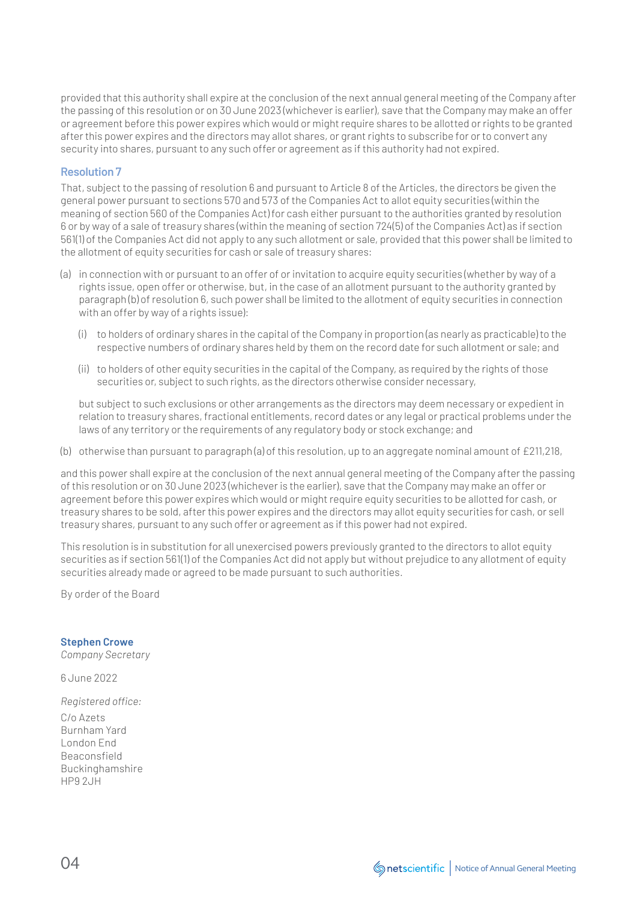provided that this authority shall expire at the conclusion of the next annual general meeting of the Company after the passing of this resolution or on 30 June 2023 (whichever is earlier), save that the Company may make an offer or agreement before this power expires which would or might require shares to be allotted or rights to be granted after this power expires and the directors may allot shares, or grant rights to subscribe for or to convert any security into shares, pursuant to any such offer or agreement as if this authority had not expired.

### Resolution 7

That, subject to the passing of resolution 6 and pursuant to Article 8 of the Articles, the directors be given the general power pursuant to sections 570 and 573 of the Companies Act to allot equity securities (within the meaning of section 560 of the Companies Act) for cash either pursuant to the authorities granted by resolution 6 or by way of a sale of treasury shares (within the meaning of section 724(5) of the Companies Act) as if section 561(1) of the Companies Act did not apply to any such allotment or sale, provided that this power shall be limited to the allotment of equity securities for cash or sale of treasury shares:

(a) in connection with or pursuant to an offer of or invitation to acquire equity securities (whether by way of a rights issue, open offer or otherwise, but, in the case of an allotment pursuant to the authority granted by paragraph (b) of resolution 6, such power shall be limited to the allotment of equity securities in connection with an offer by way of a rights issue):

   (i) to holders of ordinary shares in the capital of the Company in proportion (as nearly as practicable) to the respective numbers of ordinary shares held by them on the record date for such allotment or sale; and

   (ii) to holders of other equity securities in the capital of the Company, as required by the rights of those securities or, subject to such rights, as the directors otherwise consider necessary,

   but subject to such exclusions or other arrangements as the directors may deem necessary or expedient in relation to treasury shares, fractional entitlements, record dates or any legal or practical problems under the laws of any territory or the requirements of any regulatory body or stock exchange; and

(b) otherwise than pursuant to paragraph (a) of this resolution, up to an aggregate nominal amount of £211,218,

and this power shall expire at the conclusion of the next annual general meeting of the Company after the passing of this resolution or on 30 June 2023 (whichever is the earlier), save that the Company may make an offer or agreement before this power expires which would or might require equity securities to be allotted for cash, or treasury shares to be sold, after this power expires and the directors may allot equity securities for cash, or sell treasury shares, pursuant to any such offer or agreement as if this power had not expired.

This resolution is in substitution for all unexercised powers previously granted to the directors to allot equity securities as if section 561(1) of the Companies Act did not apply but without prejudice to any allotment of equity securities already made or agreed to be made pursuant to such authorities.

By order of the Board

**Stephen Crowe**
*Company Secretary*

6 June 2022

*Registered office:*
C/o Azets
Burnham Yard
London End
Beaconsfield
Buckinghamshire
HP9 2JH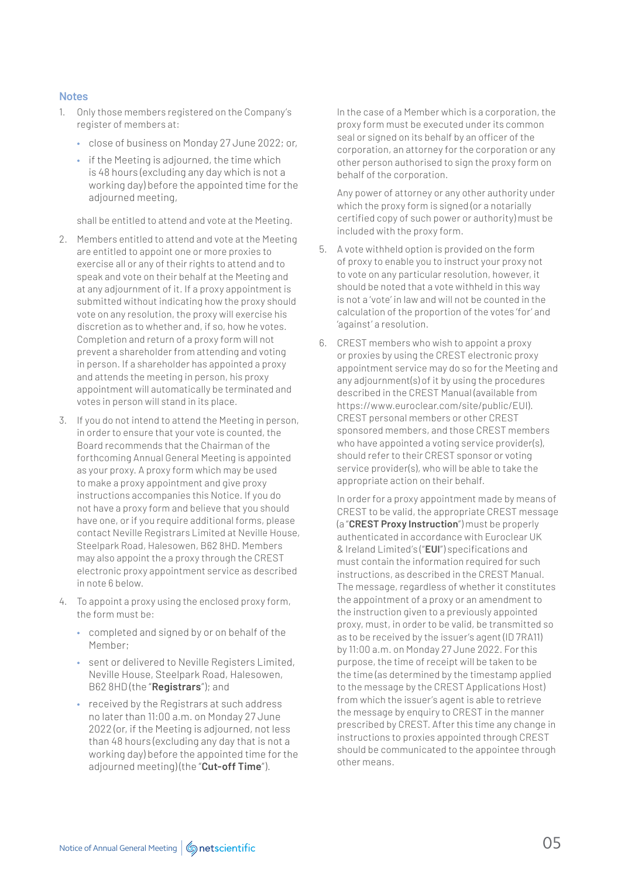## Notes

1. Only those members registered on the Company's register of members at:
   - close of business on Monday 27 June 2022; or,
   - if the Meeting is adjourned, the time which is 48 hours (excluding any day which is not a working day) before the appointed time for the adjourned meeting,

   shall be entitled to attend and vote at the Meeting.

2. Members entitled to attend and vote at the Meeting are entitled to appoint one or more proxies to exercise all or any of their rights to attend and to speak and vote on their behalf at the Meeting and at any adjournment of it. If a proxy appointment is submitted without indicating how the proxy should vote on any resolution, the proxy will exercise his discretion as to whether and, if so, how he votes. Completion and return of a proxy form will not prevent a shareholder from attending and voting in person. If a shareholder has appointed a proxy and attends the meeting in person, his proxy appointment will automatically be terminated and votes in person will stand in its place.

3. If you do not intend to attend the Meeting in person, in order to ensure that your vote is counted, the Board recommends that the Chairman of the forthcoming Annual General Meeting is appointed as your proxy. A proxy form which may be used to make a proxy appointment and give proxy instructions accompanies this Notice. If you do not have a proxy form and believe that you should have one, or if you require additional forms, please contact Neville Registrars Limited at Neville House, Steelpark Road, Halesowen, B62 8HD. Members may also appoint the a proxy through the CREST electronic proxy appointment service as described in note 6 below.

4. To appoint a proxy using the enclosed proxy form, the form must be:
   - completed and signed by or on behalf of the Member;
   - sent or delivered to Neville Registers Limited, Neville House, Steelpark Road, Halesowen, B62 8HD (the "**Registrars**"); and
   - received by the Registrars at such address no later than 11:00 a.m. on Monday 27 June 2022 (or, if the Meeting is adjourned, not less than 48 hours (excluding any day that is not a working day) before the appointed time for the adjourned meeting) (the "**Cut-off Time**").

   In the case of a Member which is a corporation, the proxy form must be executed under its common seal or signed on its behalf by an officer of the corporation, an attorney for the corporation or any other person authorised to sign the proxy form on behalf of the corporation.

   Any power of attorney or any other authority under which the proxy form is signed (or a notarially certified copy of such power or authority) must be included with the proxy form.

5. A vote withheld option is provided on the form of proxy to enable you to instruct your proxy not to vote on any particular resolution, however, it should be noted that a vote withheld in this way is not a 'vote' in law and will not be counted in the calculation of the proportion of the votes 'for' and 'against' a resolution.

6. CREST members who wish to appoint a proxy or proxies by using the CREST electronic proxy appointment service may do so for the Meeting and any adjournment(s) of it by using the procedures described in the CREST Manual (available from https://www.euroclear.com/site/public/EUI). CREST personal members or other CREST sponsored members, and those CREST members who have appointed a voting service provider(s), should refer to their CREST sponsor or voting service provider(s), who will be able to take the appropriate action on their behalf.

   In order for a proxy appointment made by means of CREST to be valid, the appropriate CREST message (a "**CREST Proxy Instruction**") must be properly authenticated in accordance with Euroclear UK & Ireland Limited's ("**EUI**") specifications and must contain the information required for such instructions, as described in the CREST Manual. The message, regardless of whether it constitutes the appointment of a proxy or an amendment to the instruction given to a previously appointed proxy, must, in order to be valid, be transmitted so as to be received by the issuer's agent (ID 7RA11) by 11:00 a.m. on Monday 27 June 2022. For this purpose, the time of receipt will be taken to be the time (as determined by the timestamp applied to the message by the CREST Applications Host) from which the issuer's agent is able to retrieve the message by enquiry to CREST in the manner prescribed by CREST. After this time any change in instructions to proxies appointed through CREST should be communicated to the appointee through other means.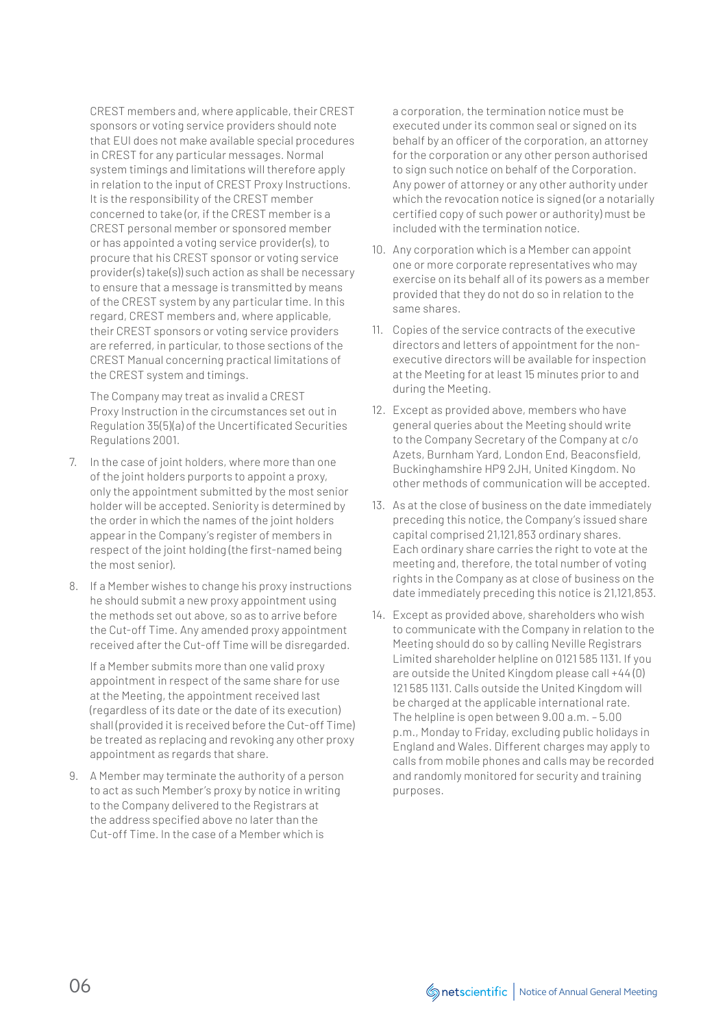CREST members and, where applicable, their CREST sponsors or voting service providers should note that EUI does not make available special procedures in CREST for any particular messages. Normal system timings and limitations will therefore apply in relation to the input of CREST Proxy Instructions. It is the responsibility of the CREST member concerned to take (or, if the CREST member is a CREST personal member or sponsored member or has appointed a voting service provider(s), to procure that his CREST sponsor or voting service provider(s) take(s)) such action as shall be necessary to ensure that a message is transmitted by means of the CREST system by any particular time. In this regard, CREST members and, where applicable, their CREST sponsors or voting service providers are referred, in particular, to those sections of the CREST Manual concerning practical limitations of the CREST system and timings.

The Company may treat as invalid a CREST Proxy Instruction in the circumstances set out in Regulation 35(5)(a) of the Uncertificated Securities Regulations 2001.

7. In the case of joint holders, where more than one of the joint holders purports to appoint a proxy, only the appointment submitted by the most senior holder will be accepted. Seniority is determined by the order in which the names of the joint holders appear in the Company's register of members in respect of the joint holding (the first-named being the most senior).

8. If a Member wishes to change his proxy instructions he should submit a new proxy appointment using the methods set out above, so as to arrive before the Cut-off Time. Any amended proxy appointment received after the Cut-off Time will be disregarded.

   If a Member submits more than one valid proxy appointment in respect of the same share for use at the Meeting, the appointment received last (regardless of its date or the date of its execution) shall (provided it is received before the Cut-off Time) be treated as replacing and revoking any other proxy appointment as regards that share.

9. A Member may terminate the authority of a person to act as such Member's proxy by notice in writing to the Company delivered to the Registrars at the address specified above no later than the Cut-off Time. In the case of a Member which is a corporation, the termination notice must be executed under its common seal or signed on its behalf by an officer of the corporation, an attorney for the corporation or any other person authorised to sign such notice on behalf of the Corporation. Any power of attorney or any other authority under which the revocation notice is signed (or a notarially certified copy of such power or authority) must be included with the termination notice.

10. Any corporation which is a Member can appoint one or more corporate representatives who may exercise on its behalf all of its powers as a member provided that they do not do so in relation to the same shares.

11. Copies of the service contracts of the executive directors and letters of appointment for the non-executive directors will be available for inspection at the Meeting for at least 15 minutes prior to and during the Meeting.

12. Except as provided above, members who have general queries about the Meeting should write to the Company Secretary of the Company at c/o Azets, Burnham Yard, London End, Beaconsfield, Buckinghamshire HP9 2JH, United Kingdom. No other methods of communication will be accepted.

13. As at the close of business on the date immediately preceding this notice, the Company's issued share capital comprised 21,121,853 ordinary shares. Each ordinary share carries the right to vote at the meeting and, therefore, the total number of voting rights in the Company as at close of business on the date immediately preceding this notice is 21,121,853.

14. Except as provided above, shareholders who wish to communicate with the Company in relation to the Meeting should do so by calling Neville Registrars Limited shareholder helpline on 0121 585 1131. If you are outside the United Kingdom please call +44 (0) 121 585 1131. Calls outside the United Kingdom will be charged at the applicable international rate. The helpline is open between 9.00 a.m. – 5.00 p.m., Monday to Friday, excluding public holidays in England and Wales. Different charges may apply to calls from mobile phones and calls may be recorded and randomly monitored for security and training purposes.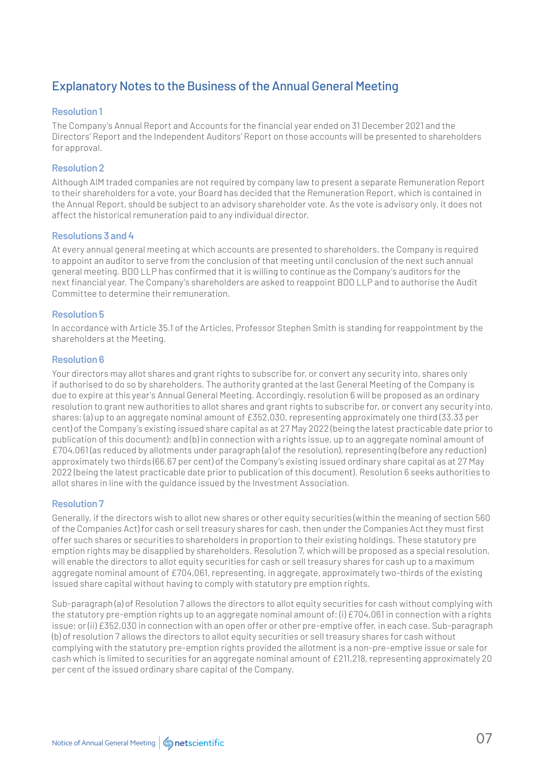# Explanatory Notes to the Business of the Annual General Meeting

## Resolution 1

The Company's Annual Report and Accounts for the financial year ended on 31 December 2021 and the Directors' Report and the Independent Auditors' Report on those accounts will be presented to shareholders for approval.

## Resolution 2

Although AIM traded companies are not required by company law to present a separate Remuneration Report to their shareholders for a vote, your Board has decided that the Remuneration Report, which is contained in the Annual Report, should be subject to an advisory shareholder vote. As the vote is advisory only, it does not affect the historical remuneration paid to any individual director.

## Resolutions 3 and 4

At every annual general meeting at which accounts are presented to shareholders, the Company is required to appoint an auditor to serve from the conclusion of that meeting until conclusion of the next such annual general meeting. BDO LLP has confirmed that it is willing to continue as the Company's auditors for the next financial year. The Company's shareholders are asked to reappoint BDO LLP and to authorise the Audit Committee to determine their remuneration.

## Resolution 5

In accordance with Article 35.1 of the Articles, Professor Stephen Smith is standing for reappointment by the shareholders at the Meeting.

## Resolution 6

Your directors may allot shares and grant rights to subscribe for, or convert any security into, shares only if authorised to do so by shareholders. The authority granted at the last General Meeting of the Company is due to expire at this year's Annual General Meeting. Accordingly, resolution 6 will be proposed as an ordinary resolution to grant new authorities to allot shares and grant rights to subscribe for, or convert any security into, shares: (a) up to an aggregate nominal amount of £352,030, representing approximately one third (33.33 per cent) of the Company's existing issued share capital as at 27 May 2022 (being the latest practicable date prior to publication of this document); and (b) in connection with a rights issue, up to an aggregate nominal amount of £704,061 (as reduced by allotments under paragraph (a) of the resolution), representing (before any reduction) approximately two thirds (66.67 per cent) of the Company's existing issued ordinary share capital as at 27 May 2022 (being the latest practicable date prior to publication of this document). Resolution 6 seeks authorities to allot shares in line with the guidance issued by the Investment Association.

## Resolution 7

Generally, if the directors wish to allot new shares or other equity securities (within the meaning of section 560 of the Companies Act) for cash or sell treasury shares for cash, then under the Companies Act they must first offer such shares or securities to shareholders in proportion to their existing holdings. These statutory pre emption rights may be disapplied by shareholders. Resolution 7, which will be proposed as a special resolution, will enable the directors to allot equity securities for cash or sell treasury shares for cash up to a maximum aggregate nominal amount of £704,061, representing, in aggregate, approximately two-thirds of the existing issued share capital without having to comply with statutory pre emption rights.

Sub-paragraph (a) of Resolution 7 allows the directors to allot equity securities for cash without complying with the statutory pre-emption rights up to an aggregate nominal amount of: (i) £704,061 in connection with a rights issue; or (ii) £352,030 in connection with an open offer or other pre-emptive offer, in each case. Sub-paragraph (b) of resolution 7 allows the directors to allot equity securities or sell treasury shares for cash without complying with the statutory pre-emption rights provided the allotment is a non-pre-emptive issue or sale for cash which is limited to securities for an aggregate nominal amount of £211,218, representing approximately 20 per cent of the issued ordinary share capital of the Company.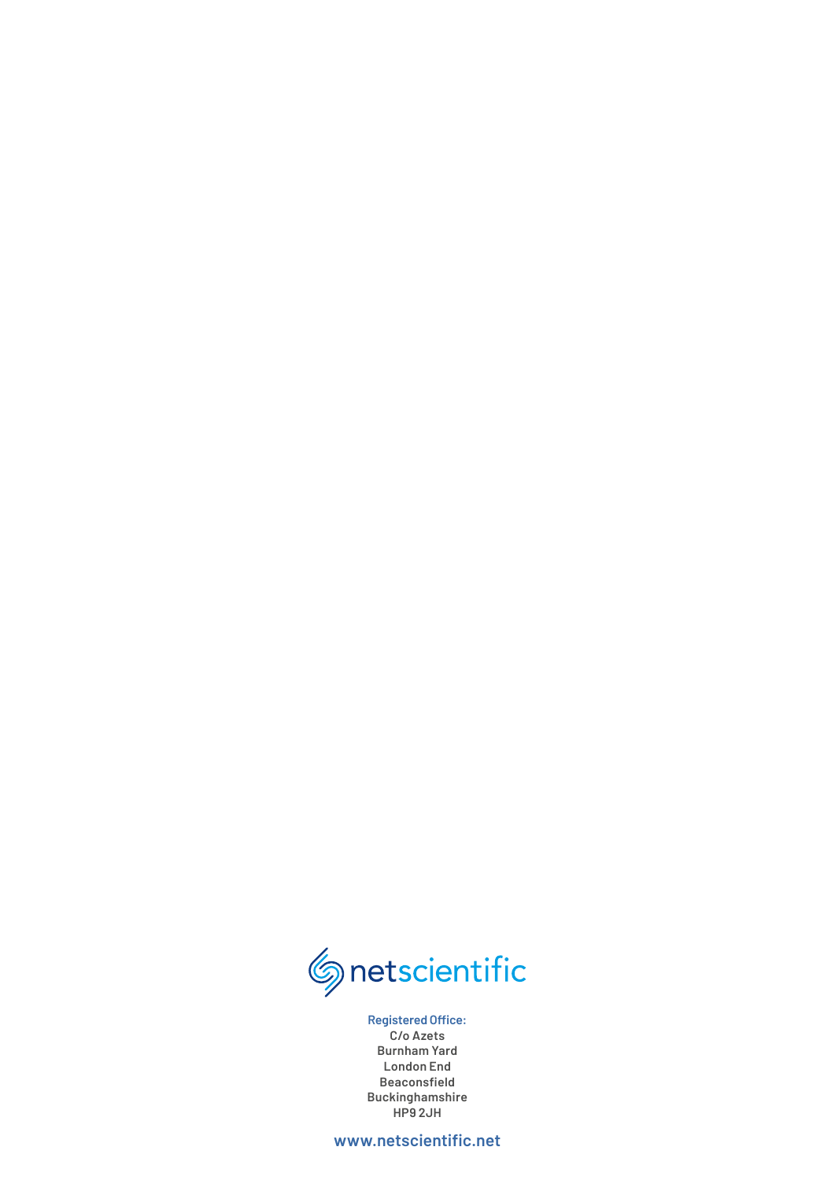netscientific

**Registered Office:**
C/o Azets
Burnham Yard
London End
Beaconsfield
Buckinghamshire
HP9 2JH

www.netscientific.net